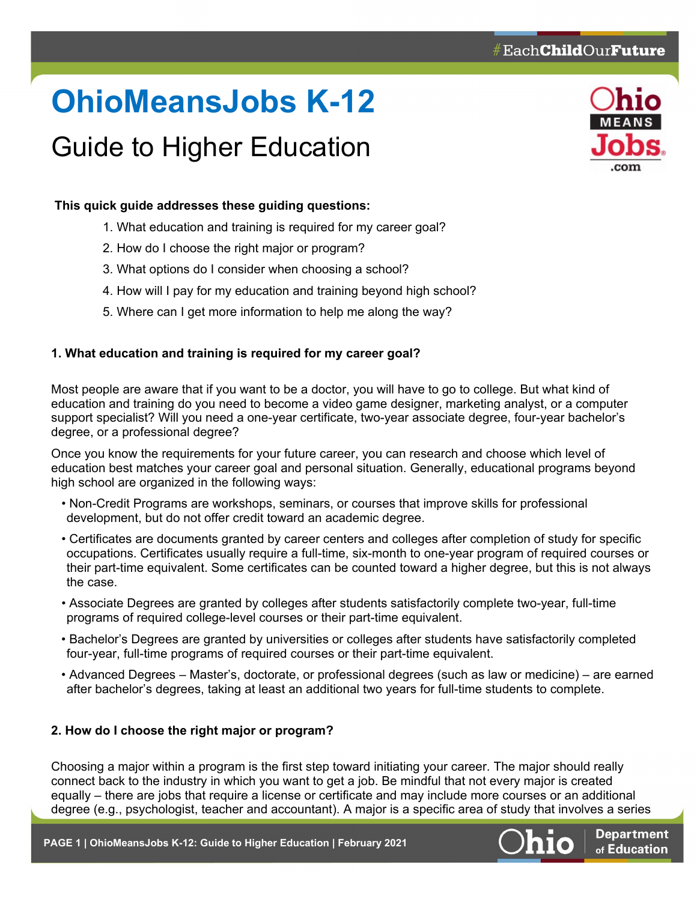# OhioMeansJobs K-12

## Guide to Higher Education

**This quick guide addresses these guiding questions:**

1. What education and training is required for my career goal?
2. How do I choose the right major or program?
3. What options do I consider when choosing a school?
4. How will I pay for my education and training beyond high school?
5. Where can I get more information to help me along the way?

### 1. What education and training is required for my career goal?

Most people are aware that if you want to be a doctor, you will have to go to college. But what kind of education and training do you need to become a video game designer, marketing analyst, or a computer support specialist? Will you need a one-year certificate, two-year associate degree, four-year bachelor's degree, or a professional degree?

Once you know the requirements for your future career, you can research and choose which level of education best matches your career goal and personal situation. Generally, educational programs beyond high school are organized in the following ways:

- Non-Credit Programs are workshops, seminars, or courses that improve skills for professional development, but do not offer credit toward an academic degree.
- Certificates are documents granted by career centers and colleges after completion of study for specific occupations. Certificates usually require a full-time, six-month to one-year program of required courses or their part-time equivalent. Some certificates can be counted toward a higher degree, but this is not always the case.
- Associate Degrees are granted by colleges after students satisfactorily complete two-year, full-time programs of required college-level courses or their part-time equivalent.
- Bachelor's Degrees are granted by universities or colleges after students have satisfactorily completed four-year, full-time programs of required courses or their part-time equivalent.
- Advanced Degrees – Master's, doctorate, or professional degrees (such as law or medicine) – are earned after bachelor's degrees, taking at least an additional two years for full-time students to complete.

### 2. How do I choose the right major or program?

Choosing a major within a program is the first step toward initiating your career. The major should really connect back to the industry in which you want to get a job. Be mindful that not every major is created equally – there are jobs that require a license or certificate and may include more courses or an additional degree (e.g., psychologist, teacher and accountant). A major is a specific area of study that involves a series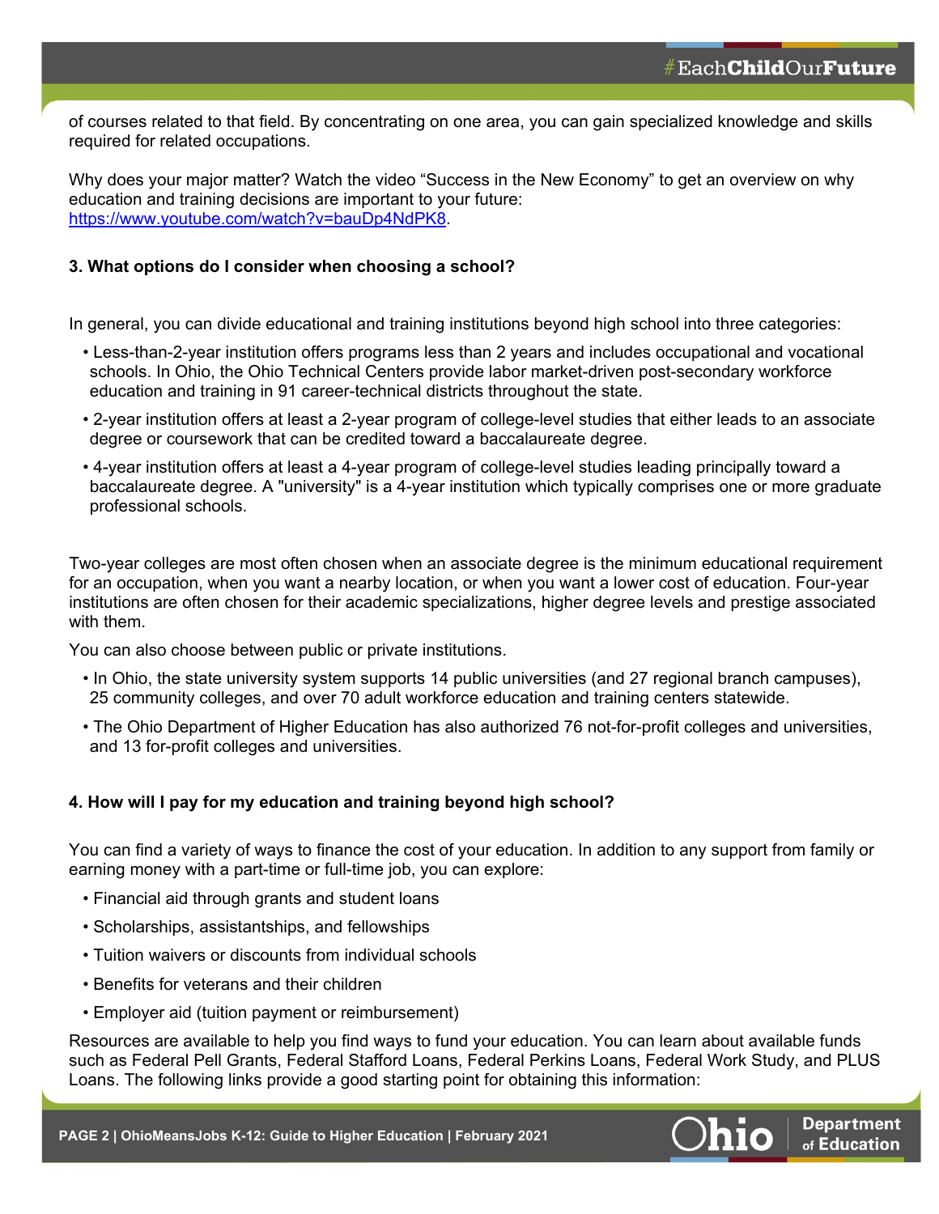of courses related to that field. By concentrating on one area, you can gain specialized knowledge and skills required for related occupations.

Why does your major matter? Watch the video “Success in the New Economy” to get an overview on why education and training decisions are important to your future: [https://www.youtube.com/watch?v=bauDp4NdPK8](https://www.youtube.com/watch?v=bauDp4NdPK8).

**3. What options do I consider when choosing a school?**

In general, you can divide educational and training institutions beyond high school into three categories:

- Less-than-2-year institution offers programs less than 2 years and includes occupational and vocational schools. In Ohio, the Ohio Technical Centers provide labor market-driven post-secondary workforce education and training in 91 career-technical districts throughout the state.
- 2-year institution offers at least a 2-year program of college-level studies that either leads to an associate degree or coursework that can be credited toward a baccalaureate degree.
- 4-year institution offers at least a 4-year program of college-level studies leading principally toward a baccalaureate degree. A "university" is a 4-year institution which typically comprises one or more graduate professional schools.

Two-year colleges are most often chosen when an associate degree is the minimum educational requirement for an occupation, when you want a nearby location, or when you want a lower cost of education. Four-year institutions are often chosen for their academic specializations, higher degree levels and prestige associated with them.

You can also choose between public or private institutions.

- In Ohio, the state university system supports 14 public universities (and 27 regional branch campuses), 25 community colleges, and over 70 adult workforce education and training centers statewide.
- The Ohio Department of Higher Education has also authorized 76 not-for-profit colleges and universities, and 13 for-profit colleges and universities.

**4. How will I pay for my education and training beyond high school?**

You can find a variety of ways to finance the cost of your education. In addition to any support from family or earning money with a part-time or full-time job, you can explore:

- Financial aid through grants and student loans
- Scholarships, assistantships, and fellowships
- Tuition waivers or discounts from individual schools
- Benefits for veterans and their children
- Employer aid (tuition payment or reimbursement)

Resources are available to help you find ways to fund your education. You can learn about available funds such as Federal Pell Grants, Federal Stafford Loans, Federal Perkins Loans, Federal Work Study, and PLUS Loans. The following links provide a good starting point for obtaining this information: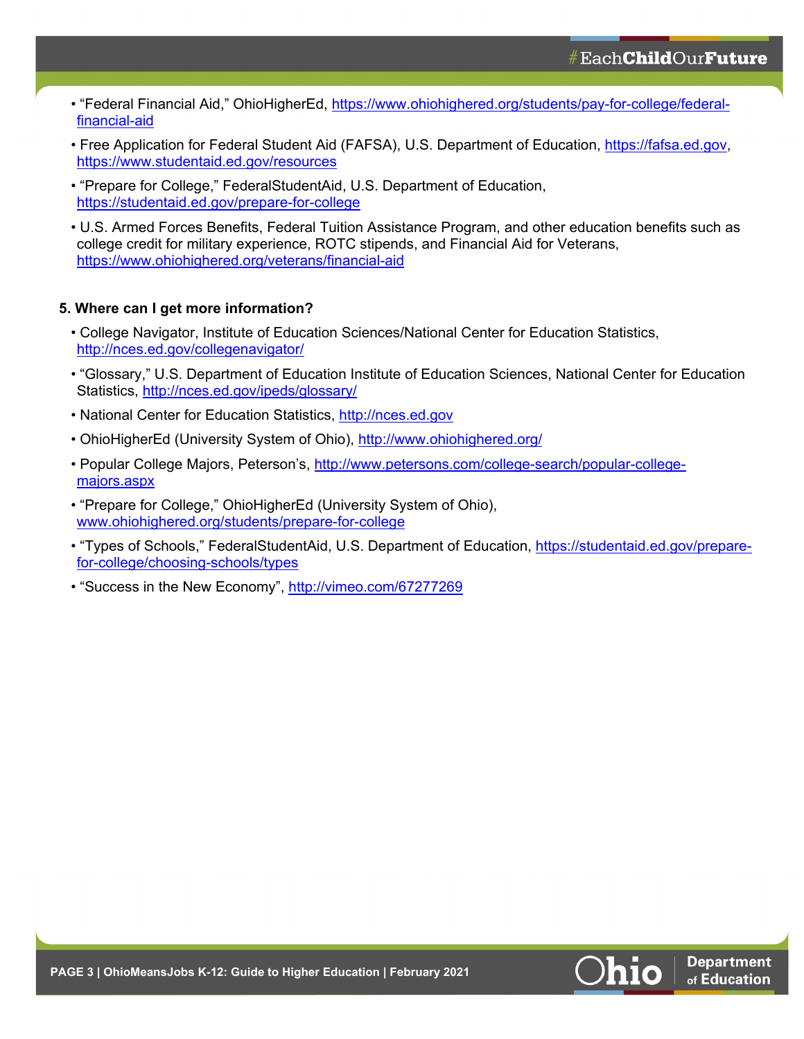- "Federal Financial Aid," OhioHigherEd, https://www.ohiohighered.org/students/pay-for-college/federal-financial-aid
- Free Application for Federal Student Aid (FAFSA), U.S. Department of Education, https://fafsa.ed.gov, https://www.studentaid.ed.gov/resources
- "Prepare for College," FederalStudentAid, U.S. Department of Education, https://studentaid.ed.gov/prepare-for-college
- U.S. Armed Forces Benefits, Federal Tuition Assistance Program, and other education benefits such as college credit for military experience, ROTC stipends, and Financial Aid for Veterans, https://www.ohiohighered.org/veterans/financial-aid

**5. Where can I get more information?**

- College Navigator, Institute of Education Sciences/National Center for Education Statistics, http://nces.ed.gov/collegenavigator/
- "Glossary," U.S. Department of Education Institute of Education Sciences, National Center for Education Statistics, http://nces.ed.gov/ipeds/glossary/
- National Center for Education Statistics, http://nces.ed.gov
- OhioHigherEd (University System of Ohio), http://www.ohiohighered.org/
- Popular College Majors, Peterson's, http://www.petersons.com/college-search/popular-college-majors.aspx
- "Prepare for College," OhioHigherEd (University System of Ohio), www.ohiohighered.org/students/prepare-for-college
- "Types of Schools," FederalStudentAid, U.S. Department of Education, https://studentaid.ed.gov/prepare-for-college/choosing-schools/types
- "Success in the New Economy", http://vimeo.com/67277269